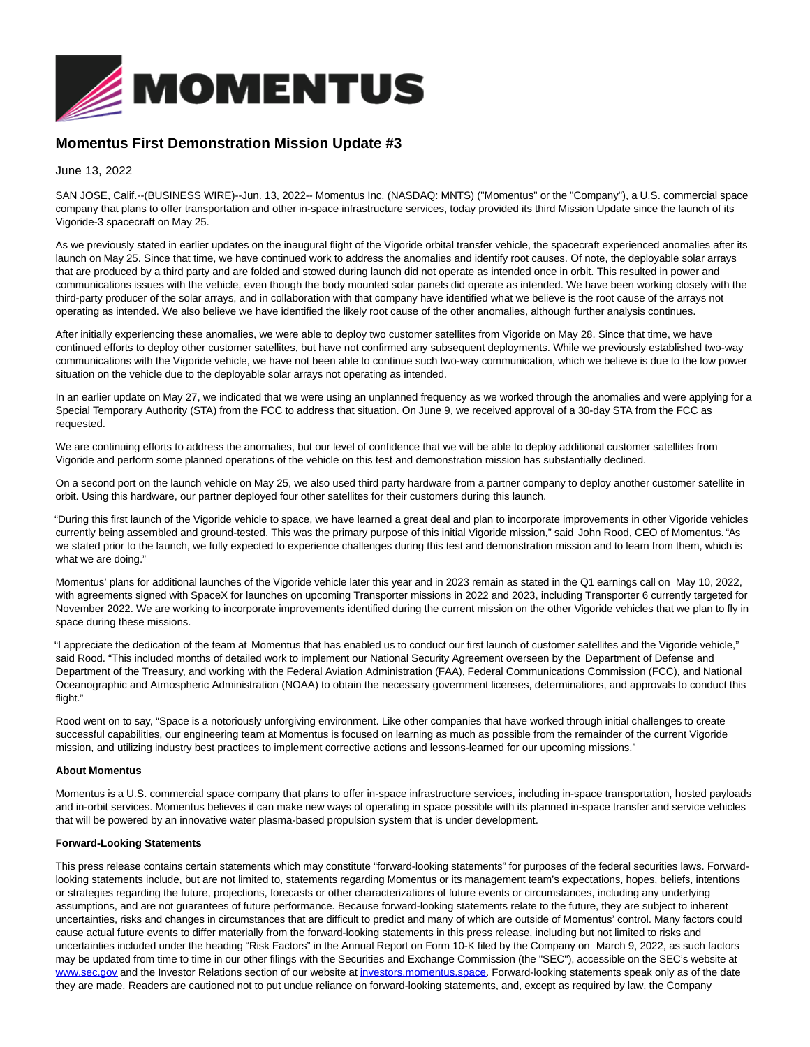# Momentus First Demonstration Mission Update #3

June 13, 2022

SAN JOSE, Calif.--(BUSINESS WIRE)--Jun. 13, 2022-- Momentus Inc. (NASDAQ: MNTS) ("Momentus" or the "Company"), a U.S. commercial space company that plans to offer transportation and other in-space infrastructure services, today provided its third Mission Update since the launch of its Vigoride-3 spacecraft on May 25.

As we previously stated in earlier updates on the inaugural flight of the Vigoride orbital transfer vehicle, the spacecraft experienced anomalies after its launch on May 25. Since that time, we have continued work to address the anomalies and identify root causes. Of note, the deployable solar arrays that are produced by a third party and are folded and stowed during launch did not operate as intended once in orbit. This resulted in power and communications issues with the vehicle, even though the body mounted solar panels did operate as intended. We have been working closely with the third-party producer of the solar arrays, and in collaboration with that company have identified what we believe is the root cause of the arrays not operating as intended. We also believe we have identified the likely root cause of the other anomalies, although further analysis continues.

After initially experiencing these anomalies, we were able to deploy two customer satellites from Vigoride on May 28. Since that time, we have continued efforts to deploy other customer satellites, but have not confirmed any subsequent deployments. While we previously established two-way communications with the Vigoride vehicle, we have not been able to continue such two-way communication, which we believe is due to the low power situation on the vehicle due to the deployable solar arrays not operating as intended.

In an earlier update on May 27, we indicated that we were using an unplanned frequency as we worked through the anomalies and were applying for a Special Temporary Authority (STA) from the FCC to address that situation. On June 9, we received approval of a 30-day STA from the FCC as requested.

We are continuing efforts to address the anomalies, but our level of confidence that we will be able to deploy additional customer satellites from Vigoride and perform some planned operations of the vehicle on this test and demonstration mission has substantially declined.

On a second port on the launch vehicle on May 25, we also used third party hardware from a partner company to deploy another customer satellite in orbit. Using this hardware, our partner deployed four other satellites for their customers during this launch.

"During this first launch of the Vigoride vehicle to space, we have learned a great deal and plan to incorporate improvements in other Vigoride vehicles currently being assembled and ground-tested. This was the primary purpose of this initial Vigoride mission," said John Rood, CEO of Momentus. "As we stated prior to the launch, we fully expected to experience challenges during this test and demonstration mission and to learn from them, which is what we are doing."

Momentus' plans for additional launches of the Vigoride vehicle later this year and in 2023 remain as stated in the Q1 earnings call on May 10, 2022, with agreements signed with SpaceX for launches on upcoming Transporter missions in 2022 and 2023, including Transporter 6 currently targeted for November 2022. We are working to incorporate improvements identified during the current mission on the other Vigoride vehicles that we plan to fly in space during these missions.

"I appreciate the dedication of the team at Momentus that has enabled us to conduct our first launch of customer satellites and the Vigoride vehicle," said Rood. "This included months of detailed work to implement our National Security Agreement overseen by the Department of Defense and Department of the Treasury, and working with the Federal Aviation Administration (FAA), Federal Communications Commission (FCC), and National Oceanographic and Atmospheric Administration (NOAA) to obtain the necessary government licenses, determinations, and approvals to conduct this flight."

Rood went on to say, "Space is a notoriously unforgiving environment. Like other companies that have worked through initial challenges to create successful capabilities, our engineering team at Momentus is focused on learning as much as possible from the remainder of the current Vigoride mission, and utilizing industry best practices to implement corrective actions and lessons-learned for our upcoming missions."

**About Momentus**

Momentus is a U.S. commercial space company that plans to offer in-space infrastructure services, including in-space transportation, hosted payloads and in-orbit services. Momentus believes it can make new ways of operating in space possible with its planned in-space transfer and service vehicles that will be powered by an innovative water plasma-based propulsion system that is under development.

**Forward-Looking Statements**

This press release contains certain statements which may constitute "forward-looking statements" for purposes of the federal securities laws. Forward-looking statements include, but are not limited to, statements regarding Momentus or its management team's expectations, hopes, beliefs, intentions or strategies regarding the future, projections, forecasts or other characterizations of future events or circumstances, including any underlying assumptions, and are not guarantees of future performance. Because forward-looking statements relate to the future, they are subject to inherent uncertainties, risks and changes in circumstances that are difficult to predict and many of which are outside of Momentus' control. Many factors could cause actual future events to differ materially from the forward-looking statements in this press release, including but not limited to risks and uncertainties included under the heading "Risk Factors" in the Annual Report on Form 10-K filed by the Company on March 9, 2022, as such factors may be updated from time to time in our other filings with the Securities and Exchange Commission (the "SEC"), accessible on the SEC's website at www.sec.gov and the Investor Relations section of our website at investors.momentus.space. Forward-looking statements speak only as of the date they are made. Readers are cautioned not to put undue reliance on forward-looking statements, and, except as required by law, the Company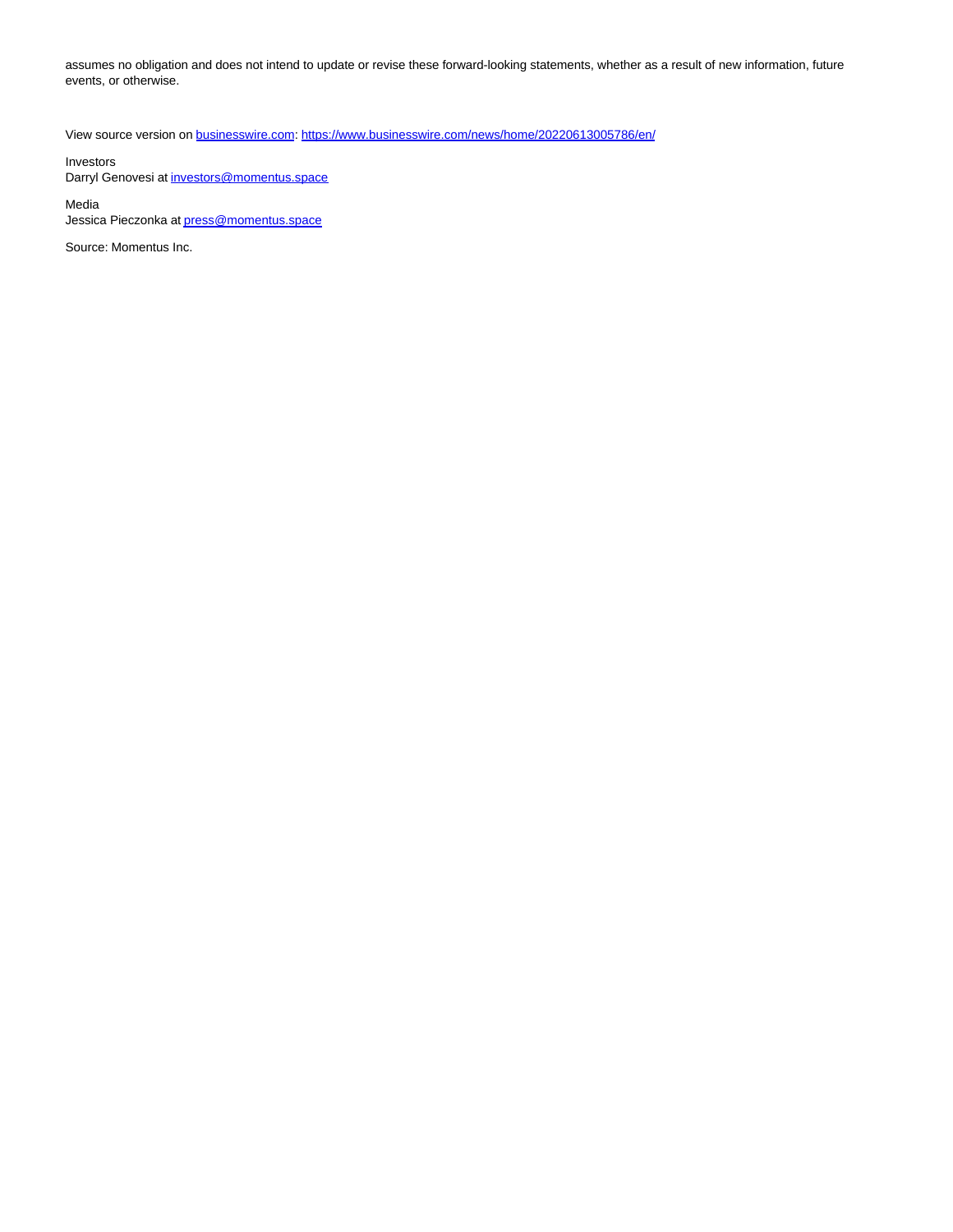assumes no obligation and does not intend to update or revise these forward-looking statements, whether as a result of new information, future events, or otherwise.

View source version on businesswire.com: https://www.businesswire.com/news/home/20220613005786/en/

Investors
Darryl Genovesi at investors@momentus.space

Media
Jessica Pieczonka at press@momentus.space

Source: Momentus Inc.